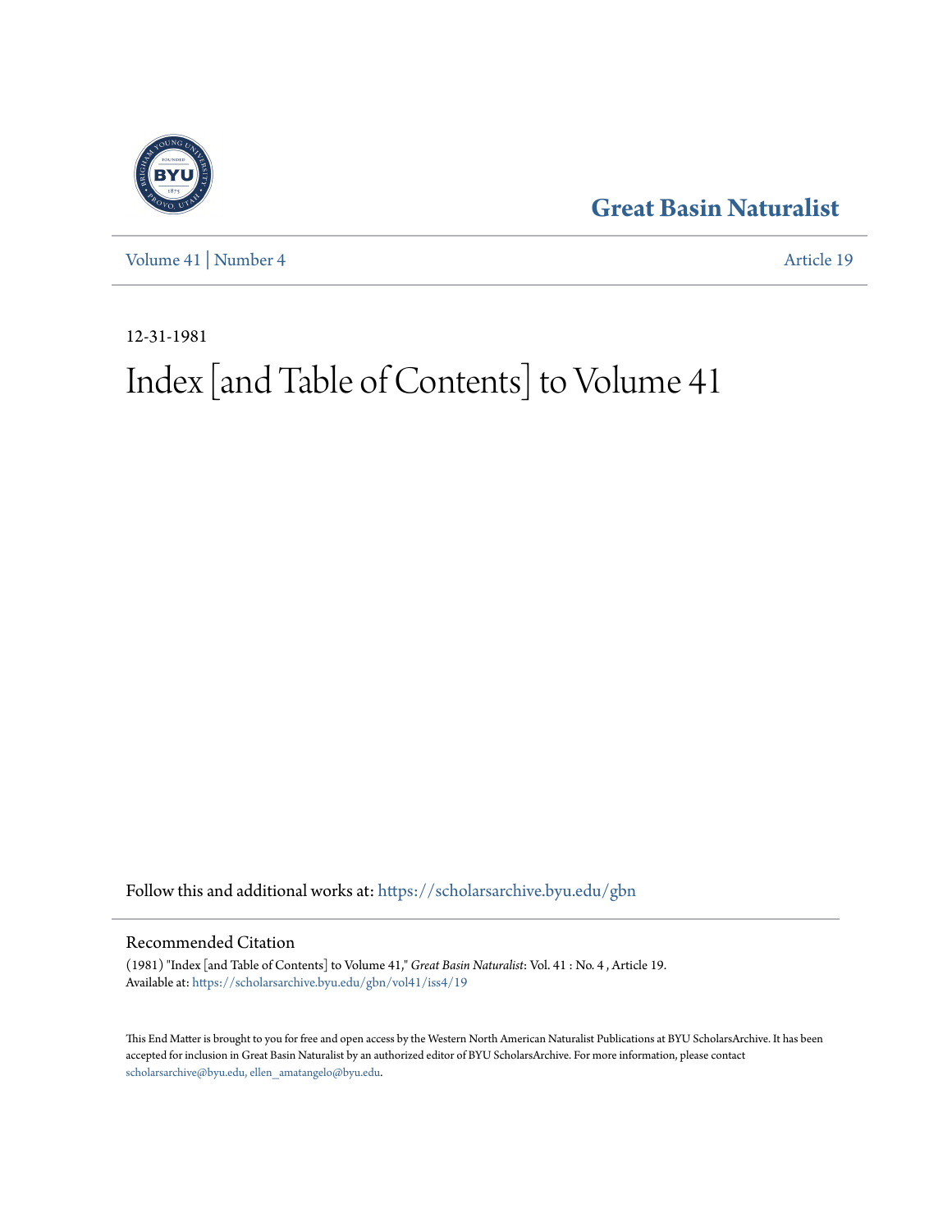Great Basin Naturalist

Volume 41 | Number 4

Article 19

12-31-1981

# Index [and Table of Contents] to Volume 41

Follow this and additional works at: https://scholarsarchive.byu.edu/gbn

## Recommended Citation

(1981) "Index [and Table of Contents] to Volume 41," *Great Basin Naturalist*: Vol. 41 : No. 4 , Article 19.
Available at: https://scholarsarchive.byu.edu/gbn/vol41/iss4/19

This End Matter is brought to you for free and open access by the Western North American Naturalist Publications at BYU ScholarsArchive. It has been accepted for inclusion in Great Basin Naturalist by an authorized editor of BYU ScholarsArchive. For more information, please contact scholarsarchive@byu.edu, ellen_amatangelo@byu.edu.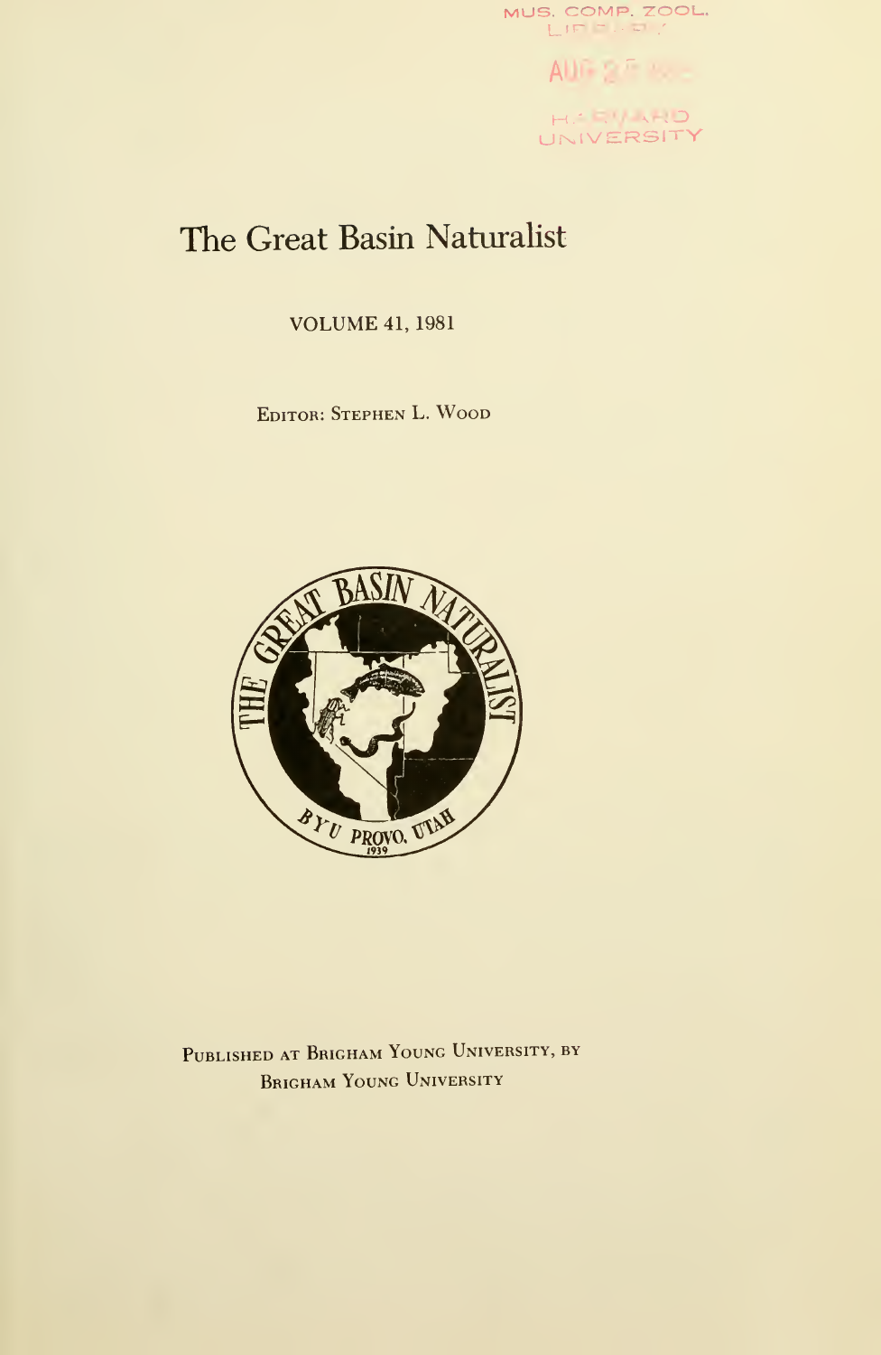MUS. COMP. ZOOL. LIBRARY

AUG 2 5 1982

HARVARD UNIVERSITY

# The Great Basin Naturalist

VOLUME 41, 1981

Editor: Stephen L. Wood

Published at Brigham Young University, by Brigham Young University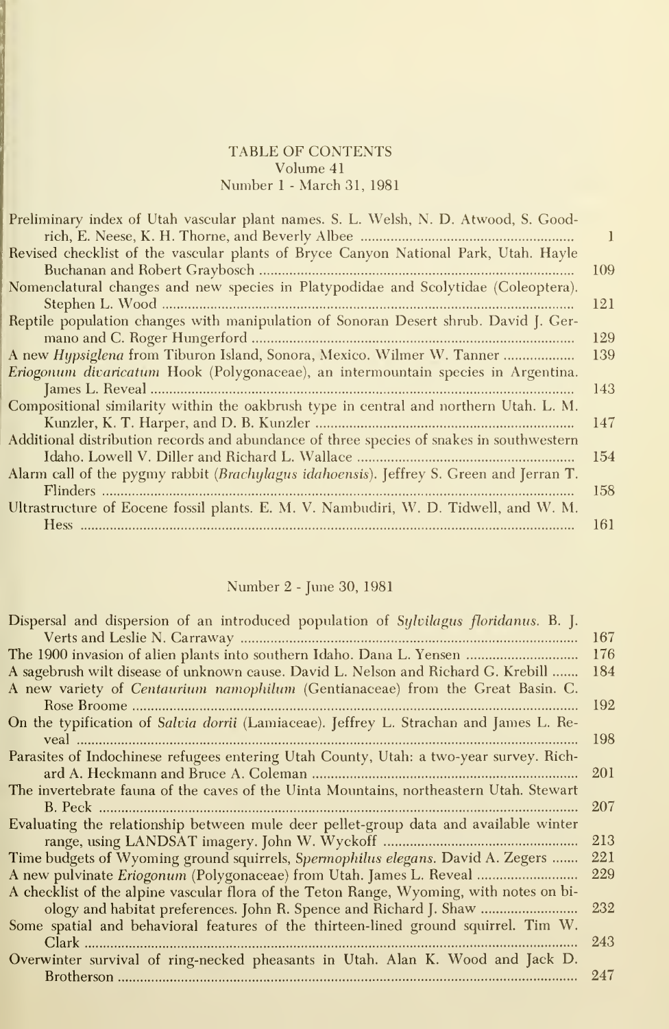# TABLE OF CONTENTS

## Volume 41

### Number 1 - March 31, 1981

Preliminary index of Utah vascular plant names. S. L. Welsh, N. D. Atwood, S. Goodrich, E. Neese, K. H. Thorne, and Beverly Albee ..... 1

Revised checklist of the vascular plants of Bryce Canyon National Park, Utah. Hayle Buchanan and Robert Graybosch ..... 109

Nomenclatural changes and new species in Platypodidae and Scolytidae (Coleoptera). Stephen L. Wood ..... 121

Reptile population changes with manipulation of Sonoran Desert shrub. David J. Germano and C. Roger Hungerford ..... 129

A new *Hypsiglena* from Tiburon Island, Sonora, Mexico. Wilmer W. Tanner ..... 139

*Eriogonum divaricatum* Hook (Polygonaceae), an intermountain species in Argentina. James L. Reveal ..... 143

Compositional similarity within the oakbrush type in central and northern Utah. L. M. Kunzler, K. T. Harper, and D. B. Kunzler ..... 147

Additional distribution records and abundance of three species of snakes in southwestern Idaho. Lowell V. Diller and Richard L. Wallace ..... 154

Alarm call of the pygmy rabbit (*Brachylagus idahoensis*). Jeffrey S. Green and Jerran T. Flinders ..... 158

Ultrastructure of Eocene fossil plants. E. M. V. Nambudiri, W. D. Tidwell, and W. M. Hess ..... 161

### Number 2 - June 30, 1981

Dispersal and dispersion of an introduced population of *Sylvilagus floridanus*. B. J. Verts and Leslie N. Carraway ..... 167

The 1900 invasion of alien plants into southern Idaho. Dana L. Yensen ..... 176

A sagebrush wilt disease of unknown cause. David L. Nelson and Richard G. Krebill ..... 184

A new variety of *Centaurium namophilum* (Gentianaceae) from the Great Basin. C. Rose Broome ..... 192

On the typification of *Salvia dorrii* (Lamiaceae). Jeffrey L. Strachan and James L. Reveal ..... 198

Parasites of Indochinese refugees entering Utah County, Utah: a two-year survey. Richard A. Heckmann and Bruce A. Coleman ..... 201

The invertebrate fauna of the caves of the Uinta Mountains, northeastern Utah. Stewart B. Peck ..... 207

Evaluating the relationship between mule deer pellet-group data and available winter range, using LANDSAT imagery. John W. Wyckoff ..... 213

Time budgets of Wyoming ground squirrels, *Spermophilus elegans*. David A. Zegers ..... 221

A new pulvinate *Eriogonum* (Polygonaceae) from Utah. James L. Reveal ..... 229

A checklist of the alpine vascular flora of the Teton Range, Wyoming, with notes on biology and habitat preferences. John R. Spence and Richard J. Shaw ..... 232

Some spatial and behavioral features of the thirteen-lined ground squirrel. Tim W. Clark ..... 243

Overwinter survival of ring-necked pheasants in Utah. Alan K. Wood and Jack D. Brotherson ..... 247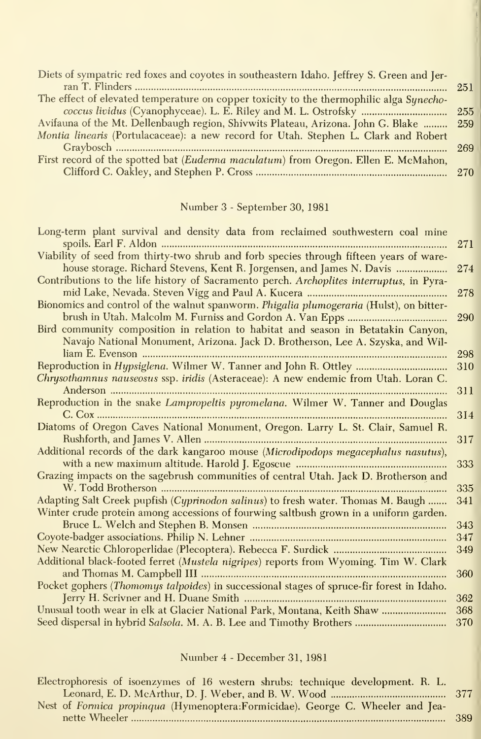Diets of sympatric red foxes and coyotes in southeastern Idaho. Jeffrey S. Green and Jerran T. Flinders ..... 251

The effect of elevated temperature on copper toxicity to the thermophilic alga *Synechococcus lividus* (Cyanophyceae). L. E. Riley and M. L. Ostrofsky ..... 255

Avifauna of the Mt. Dellenbaugh region, Shivwits Plateau, Arizona. John G. Blake ..... 259

*Montia linearis* (Portulacaceae): a new record for Utah. Stephen L. Clark and Robert Graybosch ..... 269

First record of the spotted bat (*Euderma maculatum*) from Oregon. Ellen E. McMahon, Clifford C. Oakley, and Stephen P. Cross ..... 270

## Number 3 - September 30, 1981

Long-term plant survival and density data from reclaimed southwestern coal mine spoils. Earl F. Aldon ..... 271

Viability of seed from thirty-two shrub and forb species through fifteen years of warehouse storage. Richard Stevens, Kent R. Jorgensen, and James N. Davis ..... 274

Contributions to the life history of Sacramento perch. *Archoplites interruptus*, in Pyramid Lake, Nevada. Steven Vigg and Paul A. Kucera ..... 278

Bionomics and control of the walnut spanworm. *Phigalia plumogeraria* (Hulst), on bitterbrush in Utah. Malcolm M. Furniss and Gordon A. Van Epps ..... 290

Bird community composition in relation to habitat and season in Betatakin Canyon, Navajo National Monument, Arizona. Jack D. Brotherson, Lee A. Szyska, and William E. Evenson ..... 298

Reproduction in *Hypsiglena*. Wilmer W. Tanner and John R. Ottley ..... 310

*Chrysothamnus nauseosus* ssp. *iridis* (Asteraceae): A new endemic from Utah. Loran C. Anderson ..... 311

Reproduction in the snake *Lampropeltis pyromelana*. Wilmer W. Tanner and Douglas C. Cox ..... 314

Diatoms of Oregon Caves National Monument, Oregon. Larry L. St. Clair, Samuel R. Rushforth, and James V. Allen ..... 317

Additional records of the dark kangaroo mouse (*Microdipodops megacephalus nasutus*), with a new maximum altitude. Harold J. Egoscue ..... 333

Grazing impacts on the sagebrush communities of central Utah. Jack D. Brotherson and W. Todd Brotherson ..... 335

Adapting Salt Creek pupfish (*Cyprinodon salinus*) to fresh water. Thomas M. Baugh ..... 341

Winter crude protein among accessions of fourwing saltbush grown in a uniform garden. Bruce L. Welch and Stephen B. Monsen ..... 343

Coyote-badger associations. Philip N. Lehner ..... 347

New Nearctic Chloroperlidae (Plecoptera). Rebecca F. Surdick ..... 349

Additional black-footed ferret (*Mustela nigripes*) reports from Wyoming. Tim W. Clark and Thomas M. Campbell III ..... 360

Pocket gophers (*Thomomys talpoides*) in successional stages of spruce-fir forest in Idaho. Jerry H. Scrivner and H. Duane Smith ..... 362

Unusual tooth wear in elk at Glacier National Park, Montana, Keith Shaw ..... 368

Seed dispersal in hybrid *Salsola*. M. A. B. Lee and Timothy Brothers ..... 370

## Number 4 - December 31, 1981

Electrophoresis of isoenzymes of 16 western shrubs: technique development. R. L. Leonard, E. D. McArthur, D. J. Weber, and B. W. Wood ..... 377

Nest of *Formica propinqua* (Hymenoptera:Formicidae). George C. Wheeler and Jeanette Wheeler ..... 389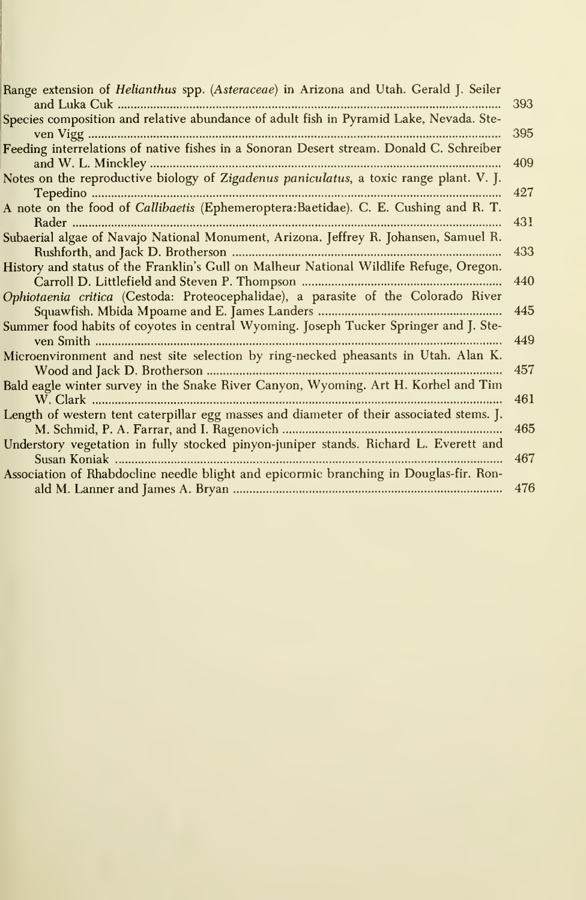Range extension of *Helianthus* spp. (*Asteraceae*) in Arizona and Utah. Gerald J. Seiler and Luka Cuk .......... 393

Species composition and relative abundance of adult fish in Pyramid Lake, Nevada. Steven Vigg .......... 395

Feeding interrelations of native fishes in a Sonoran Desert stream. Donald C. Schreiber and W. L. Minckley .......... 409

Notes on the reproductive biology of *Zigadenus paniculatus*, a toxic range plant. V. J. Tepedino .......... 427

A note on the food of *Callibaetis* (Ephemeroptera:Baetidae). C. E. Cushing and R. T. Rader .......... 431

Subaerial algae of Navajo National Monument, Arizona. Jeffrey R. Johansen, Samuel R. Rushforth, and Jack D. Brotherson .......... 433

History and status of the Franklin's Gull on Malheur National Wildlife Refuge, Oregon. Carroll D. Littlefield and Steven P. Thompson .......... 440

*Ophiotaenia critica* (Cestoda: Proteocephalidae), a parasite of the Colorado River Squawfish. Mbida Mpoame and E. James Landers .......... 445

Summer food habits of coyotes in central Wyoming. Joseph Tucker Springer and J. Steven Smith .......... 449

Microenvironment and nest site selection by ring-necked pheasants in Utah. Alan K. Wood and Jack D. Brotherson .......... 457

Bald eagle winter survey in the Snake River Canyon, Wyoming. Art H. Korhel and Tim W. Clark .......... 461

Length of western tent caterpillar egg masses and diameter of their associated stems. J. M. Schmid, P. A. Farrar, and I. Ragenovich .......... 465

Understory vegetation in fully stocked pinyon-juniper stands. Richard L. Everett and Susan Koniak .......... 467

Association of Rhabdocline needle blight and epicormic branching in Douglas-fir. Ronald M. Lanner and James A. Bryan .......... 476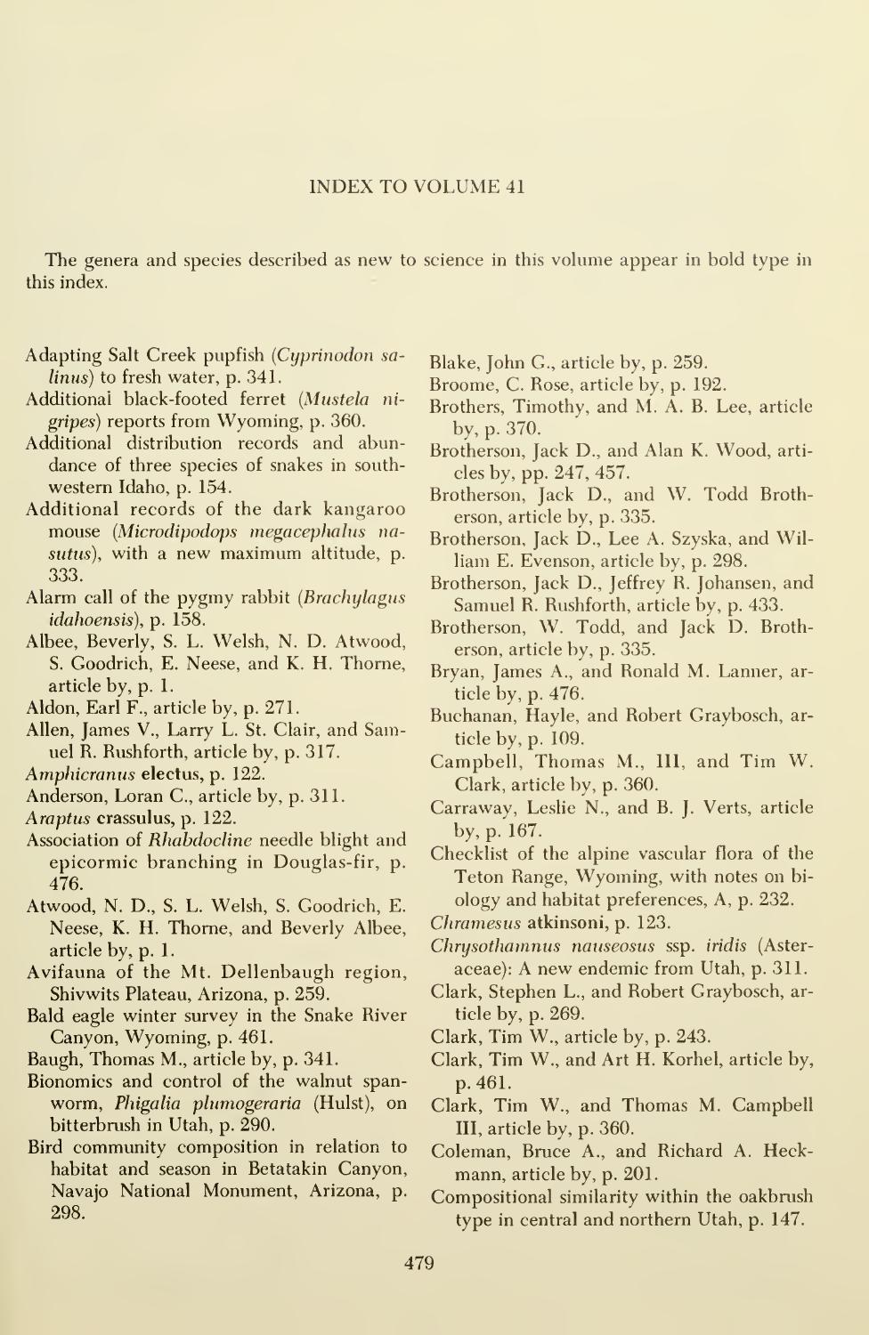# INDEX TO VOLUME 41

The genera and species described as new to science in this volume appear in bold type in this index.

Adapting Salt Creek pupfish (*Cyprinodon salinus*) to fresh water, p. 341.

Additional black-footed ferret (*Mustela nigripes*) reports from Wyoming, p. 360.

Additional distribution records and abundance of three species of snakes in southwestern Idaho, p. 154.

Additional records of the dark kangaroo mouse (*Microdipodops megacephalus nasutus*), with a new maximum altitude, p. 333.

Alarm call of the pygmy rabbit (*Brachylagus idahoensis*), p. 158.

Albee, Beverly, S. L. Welsh, N. D. Atwood, S. Goodrich, E. Neese, and K. H. Thorne, article by, p. 1.

Aldon, Earl F., article by, p. 271.

Allen, James V., Larry L. St. Clair, and Samuel R. Rushforth, article by, p. 317.

*Amphicranus* **electus**, p. 122.

Anderson, Loran C., article by, p. 311.

*Araptus* **crassulus**, p. 122.

Association of *Rhabdocline* needle blight and epicormic branching in Douglas-fir, p. 476.

Atwood, N. D., S. L. Welsh, S. Goodrich, E. Neese, K. H. Thorne, and Beverly Albee, article by, p. 1.

Avifauna of the Mt. Dellenbaugh region, Shivwits Plateau, Arizona, p. 259.

Bald eagle winter survey in the Snake River Canyon, Wyoming, p. 461.

Baugh, Thomas M., article by, p. 341.

Bionomics and control of the walnut spanworm, *Phigalia plumogeraria* (Hulst), on bitterbrush in Utah, p. 290.

Bird community composition in relation to habitat and season in Betatakin Canyon, Navajo National Monument, Arizona, p. 298.

Blake, John G., article by, p. 259.

Broome, C. Rose, article by, p. 192.

Brothers, Timothy, and M. A. B. Lee, article by, p. 370.

Brotherson, Jack D., and Alan K. Wood, articles by, pp. 247, 457.

Brotherson, Jack D., and W. Todd Brotherson, article by, p. 335.

Brotherson, Jack D., Lee A. Szyska, and William E. Evenson, article by, p. 298.

Brotherson, Jack D., Jeffrey R. Johansen, and Samuel R. Rushforth, article by, p. 433.

Brotherson, W. Todd, and Jack D. Brotherson, article by, p. 335.

Bryan, James A., and Ronald M. Lanner, article by, p. 476.

Buchanan, Hayle, and Robert Graybosch, article by, p. 109.

Campbell, Thomas M., III, and Tim W. Clark, article by, p. 360.

Carraway, Leslie N., and B. J. Verts, article by, p. 167.

Checklist of the alpine vascular flora of the Teton Range, Wyoming, with notes on biology and habitat preferences, A, p. 232.

*Chramesus* **atkinsoni**, p. 123.

*Chrysothamnus nauseosus* ssp. *iridis* (Asteraceae): A new endemic from Utah, p. 311.

Clark, Stephen L., and Robert Graybosch, article by, p. 269.

Clark, Tim W., article by, p. 243.

Clark, Tim W., and Art H. Korhel, article by, p. 461.

Clark, Tim W., and Thomas M. Campbell III, article by, p. 360.

Coleman, Bruce A., and Richard A. Heckmann, article by, p. 201.

Compositional similarity within the oakbrush type in central and northern Utah, p. 147.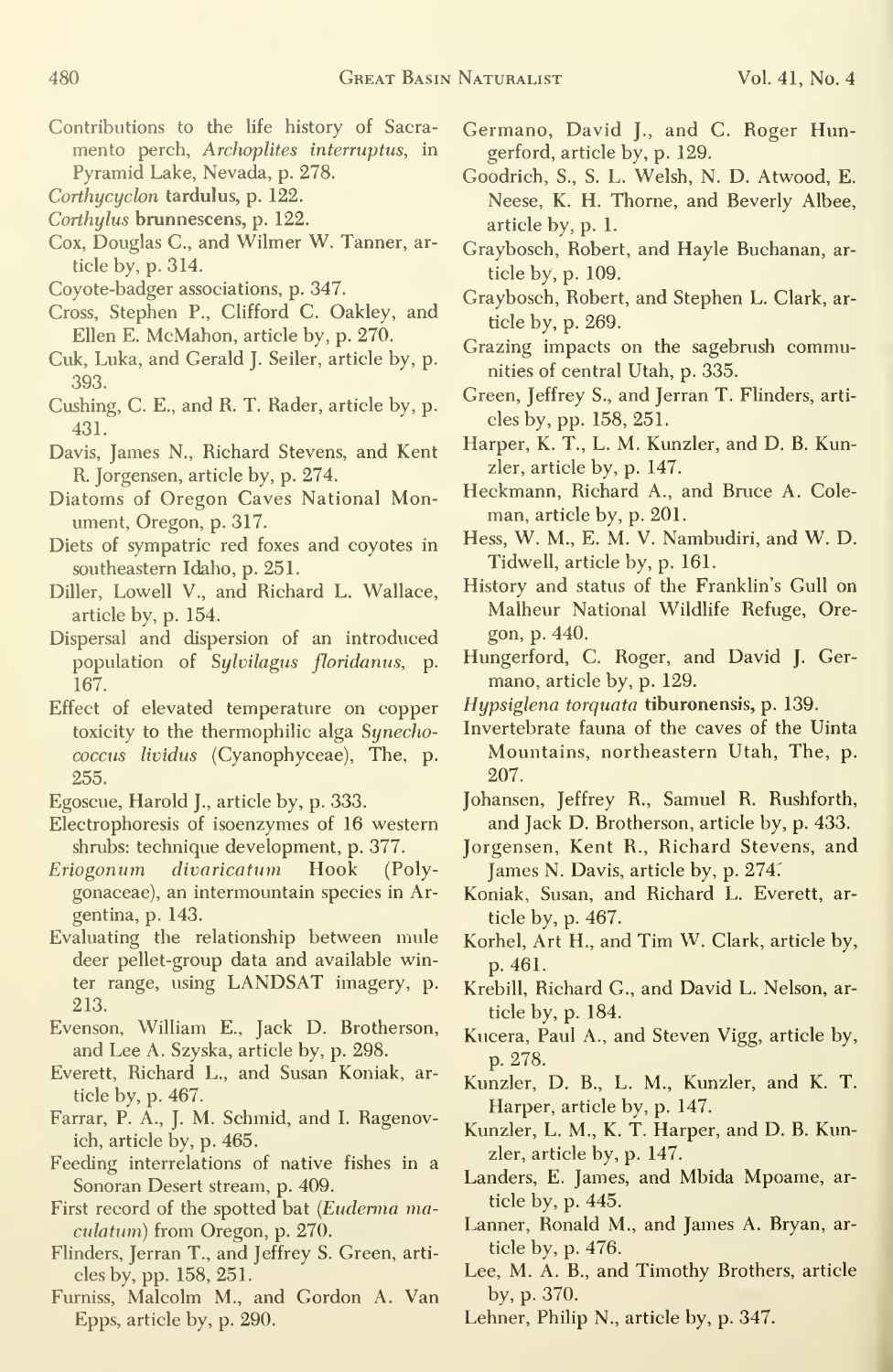Contributions to the life history of Sacramento perch, *Archoplites interruptus*, in Pyramid Lake, Nevada, p. 278.

*Corthycyclon* **tardulus**, p. 122.

*Corthylus* **brunnescens**, p. 122.

Cox, Douglas C., and Wilmer W. Tanner, article by, p. 314.

Coyote-badger associations, p. 347.

Cross, Stephen P., Clifford C. Oakley, and Ellen E. McMahon, article by, p. 270.

Cuk, Luka, and Gerald J. Seiler, article by, p. 393.

Cushing, C. E., and R. T. Rader, article by, p. 431.

Davis, James N., Richard Stevens, and Kent R. Jorgensen, article by, p. 274.

Diatoms of Oregon Caves National Monument, Oregon, p. 317.

Diets of sympatric red foxes and coyotes in southeastern Idaho, p. 251.

Diller, Lowell V., and Richard L. Wallace, article by, p. 154.

Dispersal and dispersion of an introduced population of *Sylvilagus floridanus*, p. 167.

Effect of elevated temperature on copper toxicity to the thermophilic alga *Synechococcus lividus* (Cyanophyceae), The, p. 255.

Egoscue, Harold J., article by, p. 333.

Electrophoresis of isoenzymes of 16 western shrubs: technique development, p. 377.

*Eriogonum divaricatum* Hook (Polygonaceae), an intermountain species in Argentina, p. 143.

Evaluating the relationship between mule deer pellet-group data and available winter range, using LANDSAT imagery, p. 213.

Evenson, William E., Jack D. Brotherson, and Lee A. Szyska, article by, p. 298.

Everett, Richard L., and Susan Koniak, article by, p. 467.

Farrar, P. A., J. M. Schmid, and I. Ragenovich, article by, p. 465.

Feeding interrelations of native fishes in a Sonoran Desert stream, p. 409.

First record of the spotted bat (*Euderma maculatum*) from Oregon, p. 270.

Flinders, Jerran T., and Jeffrey S. Green, articles by, pp. 158, 251.

Furniss, Malcolm M., and Gordon A. Van Epps, article by, p. 290.

Germano, David J., and C. Roger Hungerford, article by, p. 129.

Goodrich, S., S. L. Welsh, N. D. Atwood, E. Neese, K. H. Thorne, and Beverly Albee, article by, p. 1.

Graybosch, Robert, and Hayle Buchanan, article by, p. 109.

Graybosch, Robert, and Stephen L. Clark, article by, p. 269.

Grazing impacts on the sagebrush communities of central Utah, p. 335.

Green, Jeffrey S., and Jerran T. Flinders, articles by, pp. 158, 251.

Harper, K. T., L. M. Kunzler, and D. B. Kunzler, article by, p. 147.

Heckmann, Richard A., and Bruce A. Coleman, article by, p. 201.

Hess, W. M., E. M. V. Nambudiri, and W. D. Tidwell, article by, p. 161.

History and status of the Franklin's Gull on Malheur National Wildlife Refuge, Oregon, p. 440.

Hungerford, C. Roger, and David J. Germano, article by, p. 129.

*Hypsiglena torquata* **tiburonensis**, p. 139.

Invertebrate fauna of the caves of the Uinta Mountains, northeastern Utah, The, p. 207.

Johansen, Jeffrey R., Samuel R. Rushforth, and Jack D. Brotherson, article by, p. 433.

Jorgensen, Kent R., Richard Stevens, and James N. Davis, article by, p. 274.

Koniak, Susan, and Richard L. Everett, article by, p. 467.

Korhel, Art H., and Tim W. Clark, article by, p. 461.

Krebill, Richard G., and David L. Nelson, article by, p. 184.

Kucera, Paul A., and Steven Vigg, article by, p. 278.

Kunzler, D. B., L. M., Kunzler, and K. T. Harper, article by, p. 147.

Kunzler, L. M., K. T. Harper, and D. B. Kunzler, article by, p. 147.

Landers, E. James, and Mbida Mpoame, article by, p. 445.

Lanner, Ronald M., and James A. Bryan, article by, p. 476.

Lee, M. A. B., and Timothy Brothers, article by, p. 370.

Lehner, Philip N., article by, p. 347.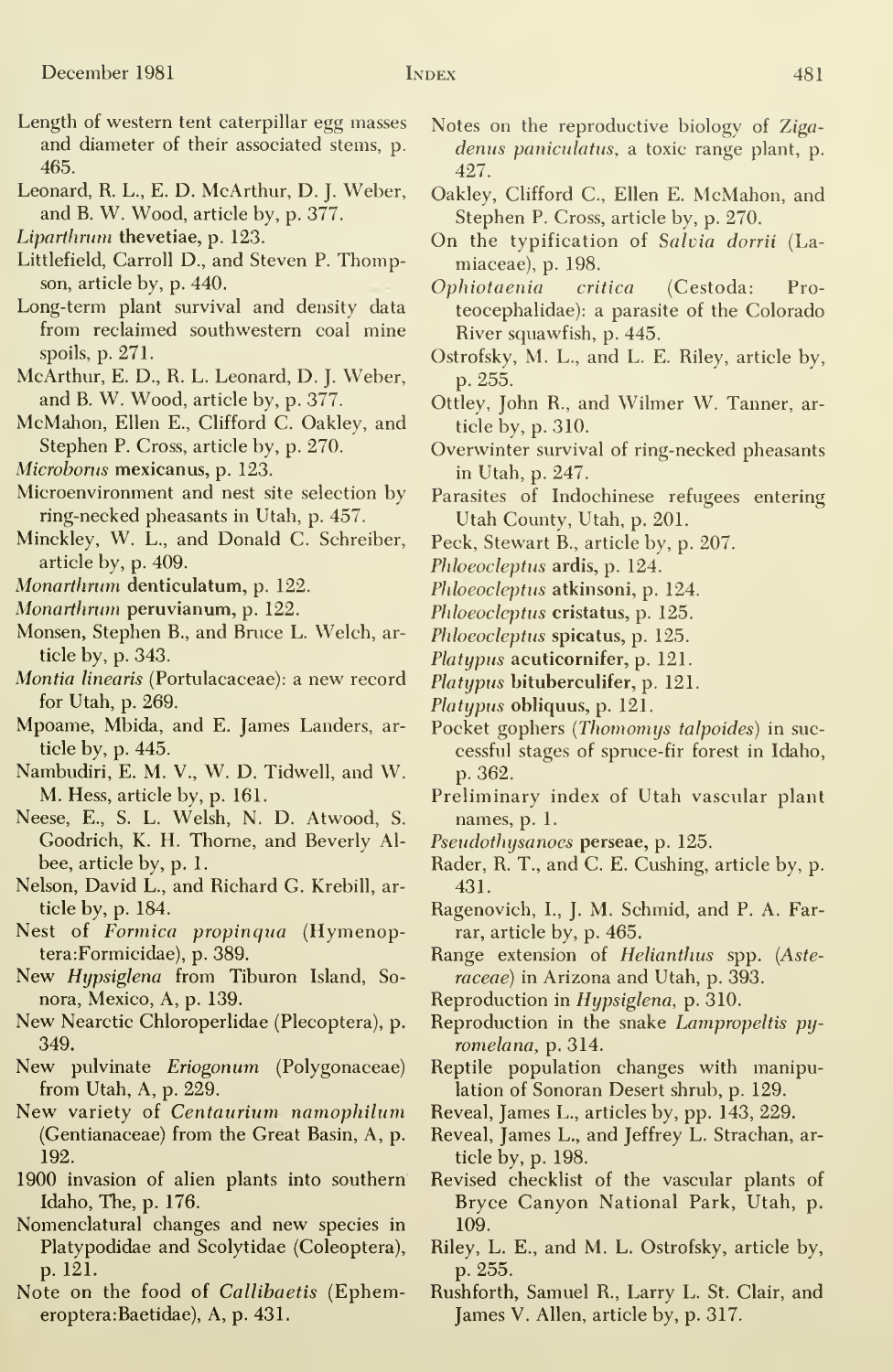Length of western tent caterpillar egg masses and diameter of their associated stems, p. 465.

Leonard, R. L., E. D. McArthur, D. J. Weber, and B. W. Wood, article by, p. 377.

*Liparthrum* **thevetiae**, p. 123.

Littlefield, Carroll D., and Steven P. Thompson, article by, p. 440.

Long-term plant survival and density data from reclaimed southwestern coal mine spoils, p. 271.

McArthur, E. D., R. L. Leonard, D. J. Weber, and B. W. Wood, article by, p. 377.

McMahon, Ellen E., Clifford C. Oakley, and Stephen P. Cross, article by, p. 270.

*Microborus* **mexicanus**, p. 123.

Microenvironment and nest site selection by ring-necked pheasants in Utah, p. 457.

Minckley, W. L., and Donald C. Schreiber, article by, p. 409.

*Monarthrum* **denticulatum**, p. 122.

*Monarthrum* **peruvianum**, p. 122.

Monsen, Stephen B., and Bruce L. Welch, article by, p. 343.

*Montia linearis* (Portulacaceae): a new record for Utah, p. 269.

Mpoame, Mbida, and E. James Landers, article by, p. 445.

Nambudiri, E. M. V., W. D. Tidwell, and W. M. Hess, article by, p. 161.

Neese, E., S. L. Welsh, N. D. Atwood, S. Goodrich, K. H. Thorne, and Beverly Albee, article by, p. 1.

Nelson, David L., and Richard G. Krebill, article by, p. 184.

Nest of *Formica propinqua* (Hymenoptera:Formicidae), p. 389.

New *Hypsiglena* from Tiburon Island, Sonora, Mexico, A, p. 139.

New Nearctic Chloroperlidae (Plecoptera), p. 349.

New pulvinate *Eriogonum* (Polygonaceae) from Utah, A, p. 229.

New variety of *Centaurium namophilum* (Gentianaceae) from the Great Basin, A, p. 192.

1900 invasion of alien plants into southern Idaho, The, p. 176.

Nomenclatural changes and new species in Platypodidae and Scolytidae (Coleoptera), p. 121.

Note on the food of *Callibaetis* (Ephemeroptera:Baetidae), A, p. 431.

Notes on the reproductive biology of *Zigadenus paniculatus*, a toxic range plant, p. 427.

Oakley, Clifford C., Ellen E. McMahon, and Stephen P. Cross, article by, p. 270.

On the typification of *Salvia dorrii* (Lamiaceae), p. 198.

*Ophiotaenia critica* (Cestoda: Proteocephalidae): a parasite of the Colorado River squawfish, p. 445.

Ostrofsky, M. L., and L. E. Riley, article by, p. 255.

Ottley, John R., and Wilmer W. Tanner, article by, p. 310.

Overwinter survival of ring-necked pheasants in Utah, p. 247.

Parasites of Indochinese refugees entering Utah County, Utah, p. 201.

Peck, Stewart B., article by, p. 207.

*Phloeocleptus* **ardis**, p. 124.

*Phloeocleptus* **atkinsoni**, p. 124.

*Phloeocleptus* **cristatus**, p. 125.

*Phloeocleptus* **spicatus**, p. 125.

*Platypus* **acuticornifer**, p. 121.

*Platypus* **bituberculifer**, p. 121.

*Platypus* **obliquus**, p. 121.

Pocket gophers (*Thomomys talpoides*) in successful stages of spruce-fir forest in Idaho, p. 362.

Preliminary index of Utah vascular plant names, p. 1.

*Pseudothysanoes* **perseae**, p. 125.

Rader, R. T., and C. E. Cushing, article by, p. 431.

Ragenovich, I., J. M. Schmid, and P. A. Farrar, article by, p. 465.

Range extension of *Helianthus* spp. (*Asteraceae*) in Arizona and Utah, p. 393.

Reproduction in *Hypsiglena*, p. 310.

Reproduction in the snake *Lampropeltis pyromelana*, p. 314.

Reptile population changes with manipulation of Sonoran Desert shrub, p. 129.

Reveal, James L., articles by, pp. 143, 229.

Reveal, James L., and Jeffrey L. Strachan, article by, p. 198.

Revised checklist of the vascular plants of Bryce Canyon National Park, Utah, p. 109.

Riley, L. E., and M. L. Ostrofsky, article by, p. 255.

Rushforth, Samuel R., Larry L. St. Clair, and James V. Allen, article by, p. 317.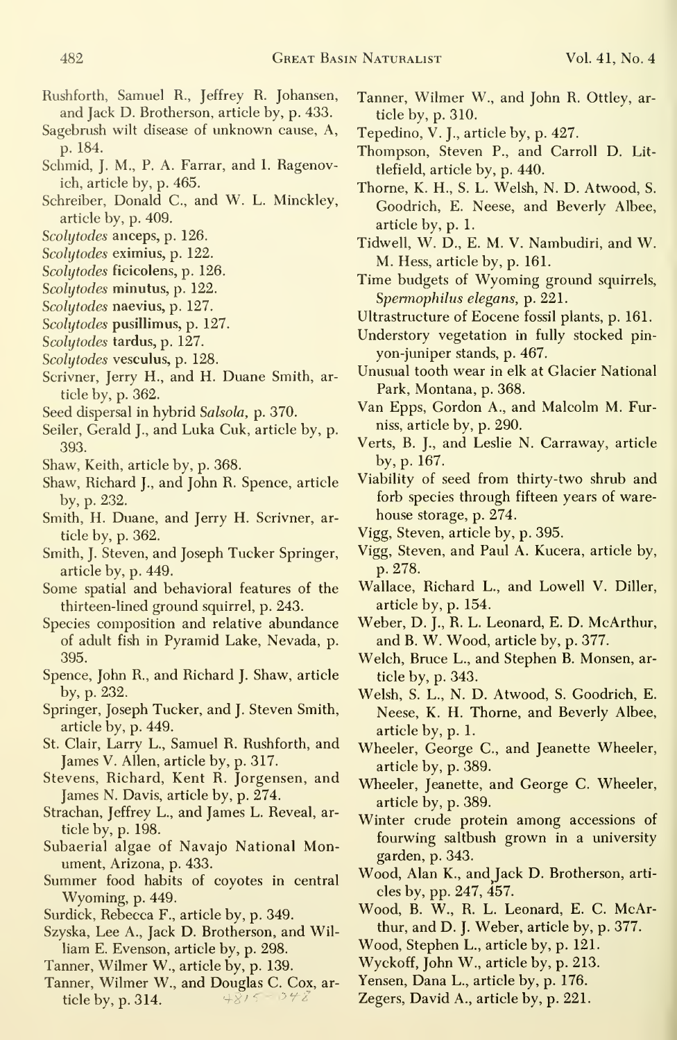Rushforth, Samuel R., Jeffrey R. Johansen, and Jack D. Brotherson, article by, p. 433.

Sagebrush wilt disease of unknown cause, A, p. 184.

Schmid, J. M., P. A. Farrar, and I. Ragenovich, article by, p. 465.

Schreiber, Donald C., and W. L. Minckley, article by, p. 409.

*Scolytodes* anceps, p. 126.

*Scolytodes* eximius, p. 122.

*Scolytodes* ficicolens, p. 126.

*Scolytodes* minutus, p. 122.

*Scolytodes* naevius, p. 127.

*Scolytodes* pusillimus, p. 127.

*Scolytodes* tardus, p. 127.

*Scolytodes* vesculus, p. 128.

Scrivner, Jerry H., and H. Duane Smith, article by, p. 362.

Seed dispersal in hybrid *Salsola*, p. 370.

Seiler, Gerald J., and Luka Cuk, article by, p. 393.

Shaw, Keith, article by, p. 368.

Shaw, Richard J., and John R. Spence, article by, p. 232.

Smith, H. Duane, and Jerry H. Scrivner, article by, p. 362.

Smith, J. Steven, and Joseph Tucker Springer, article by, p. 449.

Some spatial and behavioral features of the thirteen-lined ground squirrel, p. 243.

Species composition and relative abundance of adult fish in Pyramid Lake, Nevada, p. 395.

Spence, John R., and Richard J. Shaw, article by, p. 232.

Springer, Joseph Tucker, and J. Steven Smith, article by, p. 449.

St. Clair, Larry L., Samuel R. Rushforth, and James V. Allen, article by, p. 317.

Stevens, Richard, Kent R. Jorgensen, and James N. Davis, article by, p. 274.

Strachan, Jeffrey L., and James L. Reveal, article by, p. 198.

Subaerial algae of Navajo National Monument, Arizona, p. 433.

Summer food habits of coyotes in central Wyoming, p. 449.

Surdick, Rebecca F., article by, p. 349.

Szyska, Lee A., Jack D. Brotherson, and William E. Evenson, article by, p. 298.

Tanner, Wilmer W., article by, p. 139.

Tanner, Wilmer W., and Douglas C. Cox, article by, p. 314.

Tanner, Wilmer W., and John R. Ottley, article by, p. 310.

Tepedino, V. J., article by, p. 427.

Thompson, Steven P., and Carroll D. Littlefield, article by, p. 440.

Thorne, K. H., S. L. Welsh, N. D. Atwood, S. Goodrich, E. Neese, and Beverly Albee, article by, p. 1.

Tidwell, W. D., E. M. V. Nambudiri, and W. M. Hess, article by, p. 161.

Time budgets of Wyoming ground squirrels, *Spermophilus elegans*, p. 221.

Ultrastructure of Eocene fossil plants, p. 161.

Understory vegetation in fully stocked pinyon-juniper stands, p. 467.

Unusual tooth wear in elk at Glacier National Park, Montana, p. 368.

Van Epps, Gordon A., and Malcolm M. Furniss, article by, p. 290.

Verts, B. J., and Leslie N. Carraway, article by, p. 167.

Viability of seed from thirty-two shrub and forb species through fifteen years of warehouse storage, p. 274.

Vigg, Steven, article by, p. 395.

Vigg, Steven, and Paul A. Kucera, article by, p. 278.

Wallace, Richard L., and Lowell V. Diller, article by, p. 154.

Weber, D. J., R. L. Leonard, E. D. McArthur, and B. W. Wood, article by, p. 377.

Welch, Bruce L., and Stephen B. Monsen, article by, p. 343.

Welsh, S. L., N. D. Atwood, S. Goodrich, E. Neese, K. H. Thorne, and Beverly Albee, article by, p. 1.

Wheeler, George C., and Jeanette Wheeler, article by, p. 389.

Wheeler, Jeanette, and George C. Wheeler, article by, p. 389.

Winter crude protein among accessions of fourwing saltbush grown in a university garden, p. 343.

Wood, Alan K., and Jack D. Brotherson, articles by, pp. 247, 457.

Wood, B. W., R. L. Leonard, E. C. McArthur, and D. J. Weber, article by, p. 377.

Wood, Stephen L., article by, p. 121.

Wyckoff, John W., article by, p. 213.

Yensen, Dana L., article by, p. 176.

Zegers, David A., article by, p. 221.